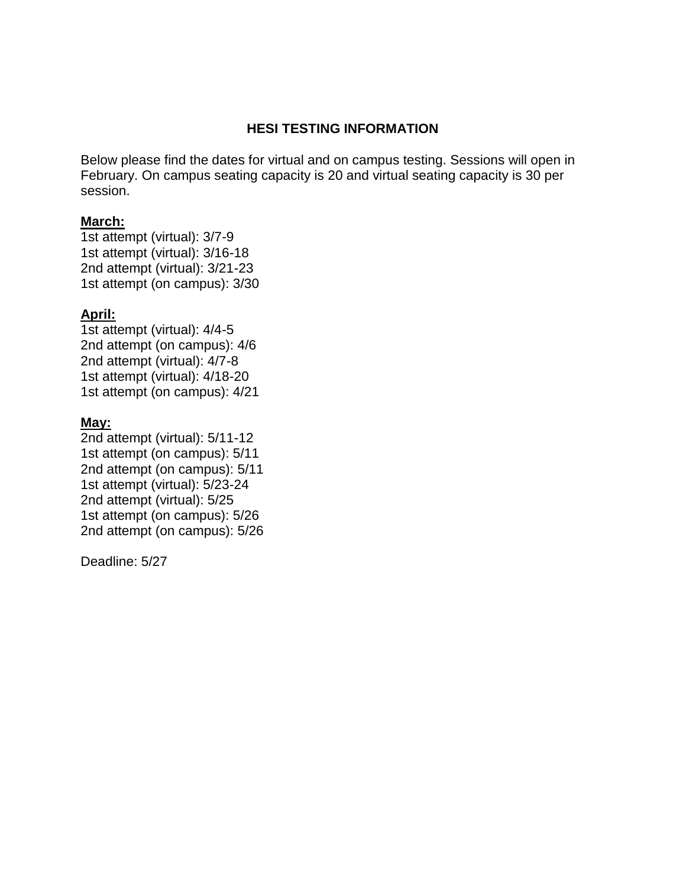# HESI TESTING INFORMATION

Below please find the dates for virtual and on campus testing. Sessions will open in February. On campus seating capacity is 20 and virtual seating capacity is 30 per session.

**March:**

1st attempt (virtual): 3/7-9
1st attempt (virtual): 3/16-18
2nd attempt (virtual): 3/21-23
1st attempt (on campus): 3/30

**April:**

1st attempt (virtual): 4/4-5
2nd attempt (on campus): 4/6
2nd attempt (virtual): 4/7-8
1st attempt (virtual): 4/18-20
1st attempt (on campus): 4/21

**May:**

2nd attempt (virtual): 5/11-12
1st attempt (on campus): 5/11
2nd attempt (on campus): 5/11
1st attempt (virtual): 5/23-24
2nd attempt (virtual): 5/25
1st attempt (on campus): 5/26
2nd attempt (on campus): 5/26

Deadline: 5/27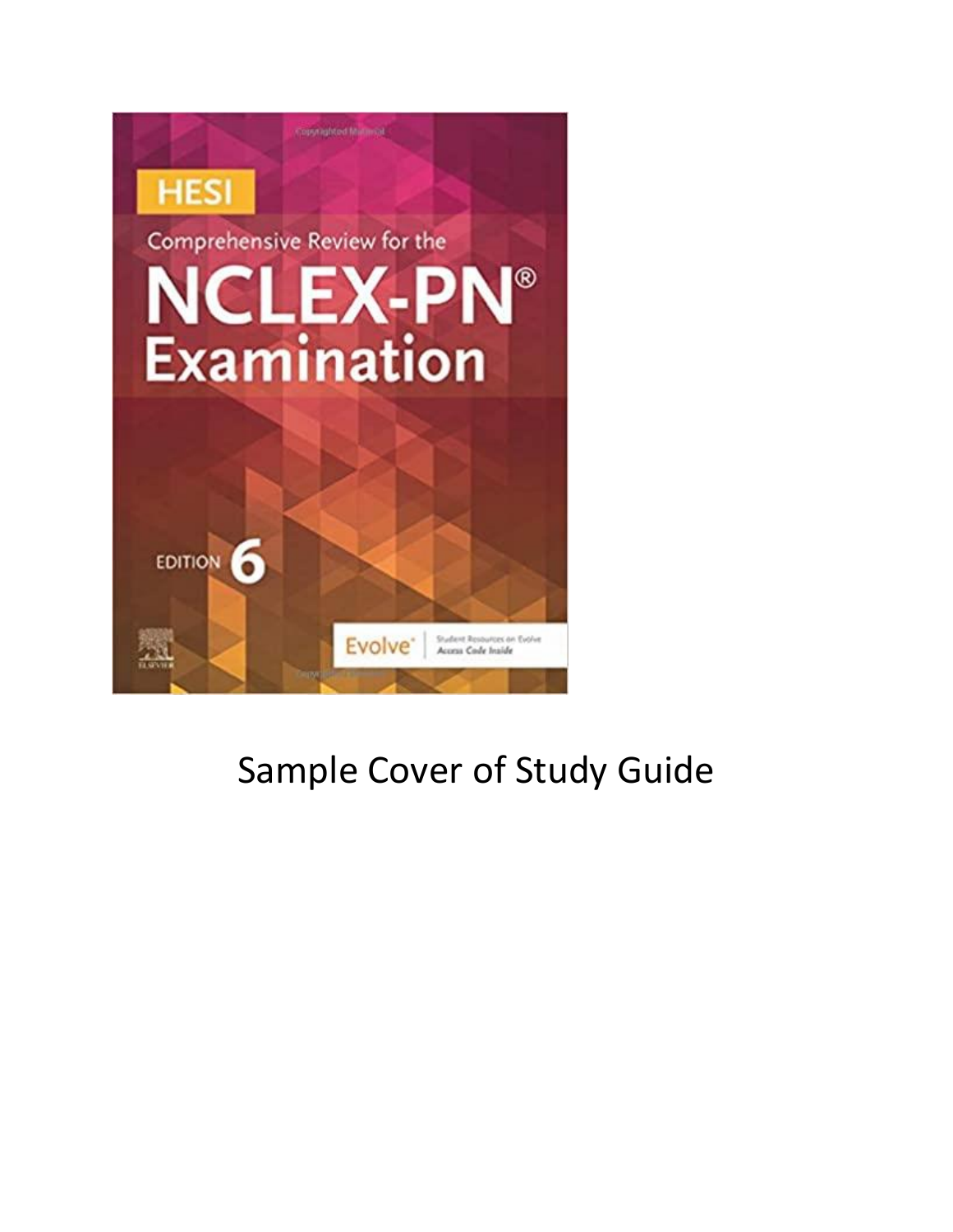Sample Cover of Study Guide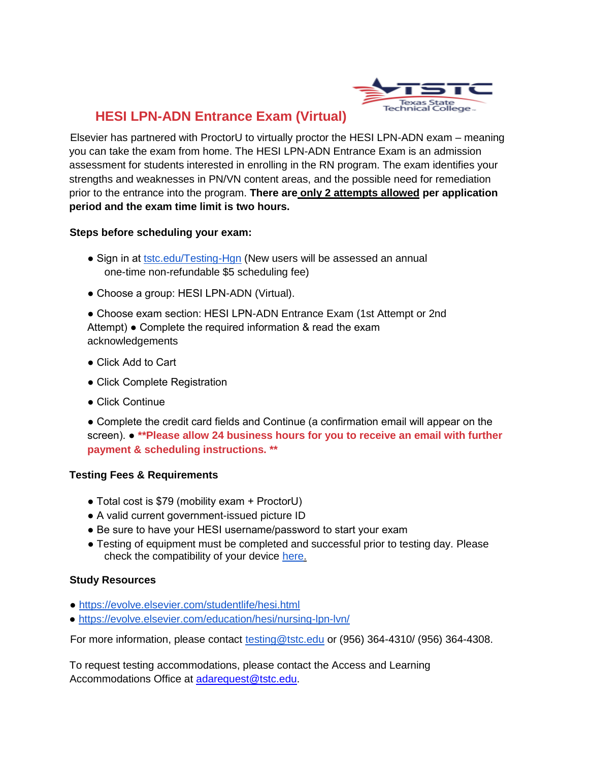# HESI LPN-ADN Entrance Exam (Virtual)

Elsevier has partnered with ProctorU to virtually proctor the HESI LPN-ADN exam – meaning you can take the exam from home. The HESI LPN-ADN Entrance Exam is an admission assessment for students interested in enrolling in the RN program. The exam identifies your strengths and weaknesses in PN/VN content areas, and the possible need for remediation prior to the entrance into the program. **There are only 2 attempts allowed per application period and the exam time limit is two hours.**

**Steps before scheduling your exam:**

- Sign in at tstc.edu/Testing-Hgn (New users will be assessed an annual one-time non-refundable $5 scheduling fee)
- Choose a group: HESI LPN-ADN (Virtual).
- Choose exam section: HESI LPN-ADN Entrance Exam (1st Attempt or 2nd Attempt)
- Complete the required information & read the exam acknowledgements
- Click Add to Cart
- Click Complete Registration
- Click Continue
- Complete the credit card fields and Continue (a confirmation email will appear on the screen).
- **\*\*Please allow 24 business hours for you to receive an email with further payment & scheduling instructions. \*\***

**Testing Fees & Requirements**

- Total cost is $79 (mobility exam + ProctorU)
- A valid current government-issued picture ID
- Be sure to have your HESI username/password to start your exam
- Testing of equipment must be completed and successful prior to testing day. Please check the compatibility of your device here.

**Study Resources**

- https://evolve.elsevier.com/studentlife/hesi.html
- https://evolve.elsevier.com/education/hesi/nursing-lpn-lvn/

For more information, please contact testing@tstc.edu or (956) 364-4310/ (956) 364-4308.

To request testing accommodations, please contact the Access and Learning Accommodations Office at adarequest@tstc.edu.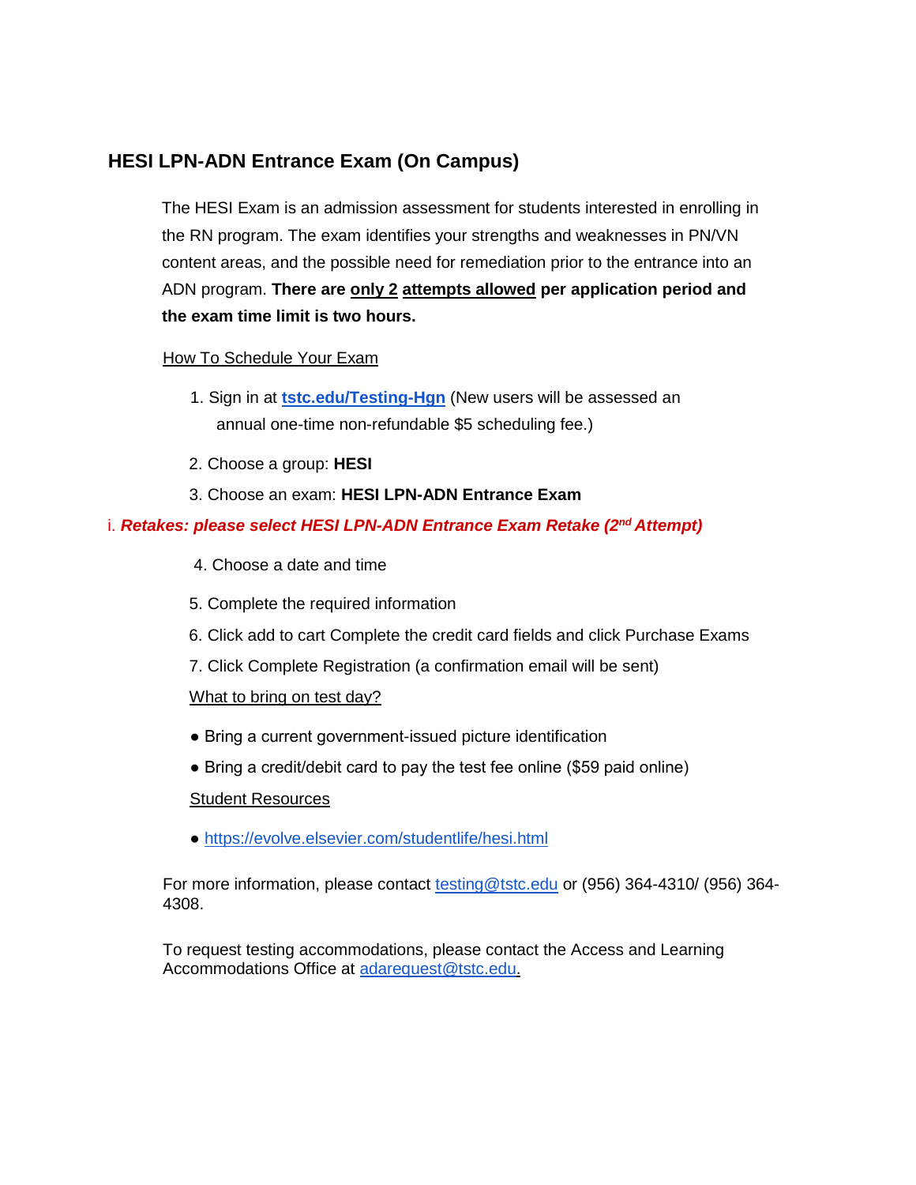## HESI LPN-ADN Entrance Exam (On Campus)

The HESI Exam is an admission assessment for students interested in enrolling in the RN program. The exam identifies your strengths and weaknesses in PN/VN content areas, and the possible need for remediation prior to the entrance into an ADN program. **There are only 2 attempts allowed per application period and the exam time limit is two hours.**

How To Schedule Your Exam

1. Sign in at **tstc.edu/Testing-Hgn** (New users will be assessed an annual one-time non-refundable $5 scheduling fee.)
2. Choose a group: **HESI**
3. Choose an exam: **HESI LPN-ADN Entrance Exam**

i. ***Retakes: please select HESI LPN-ADN Entrance Exam Retake (2nd Attempt)***

4. Choose a date and time
5. Complete the required information
6. Click add to cart Complete the credit card fields and click Purchase Exams
7. Click Complete Registration (a confirmation email will be sent)

What to bring on test day?

- Bring a current government-issued picture identification
- Bring a credit/debit card to pay the test fee online ($59 paid online)

Student Resources

- https://evolve.elsevier.com/studentlife/hesi.html

For more information, please contact testing@tstc.edu or (956) 364-4310/ (956) 364-4308.

To request testing accommodations, please contact the Access and Learning Accommodations Office at adarequest@tstc.edu.